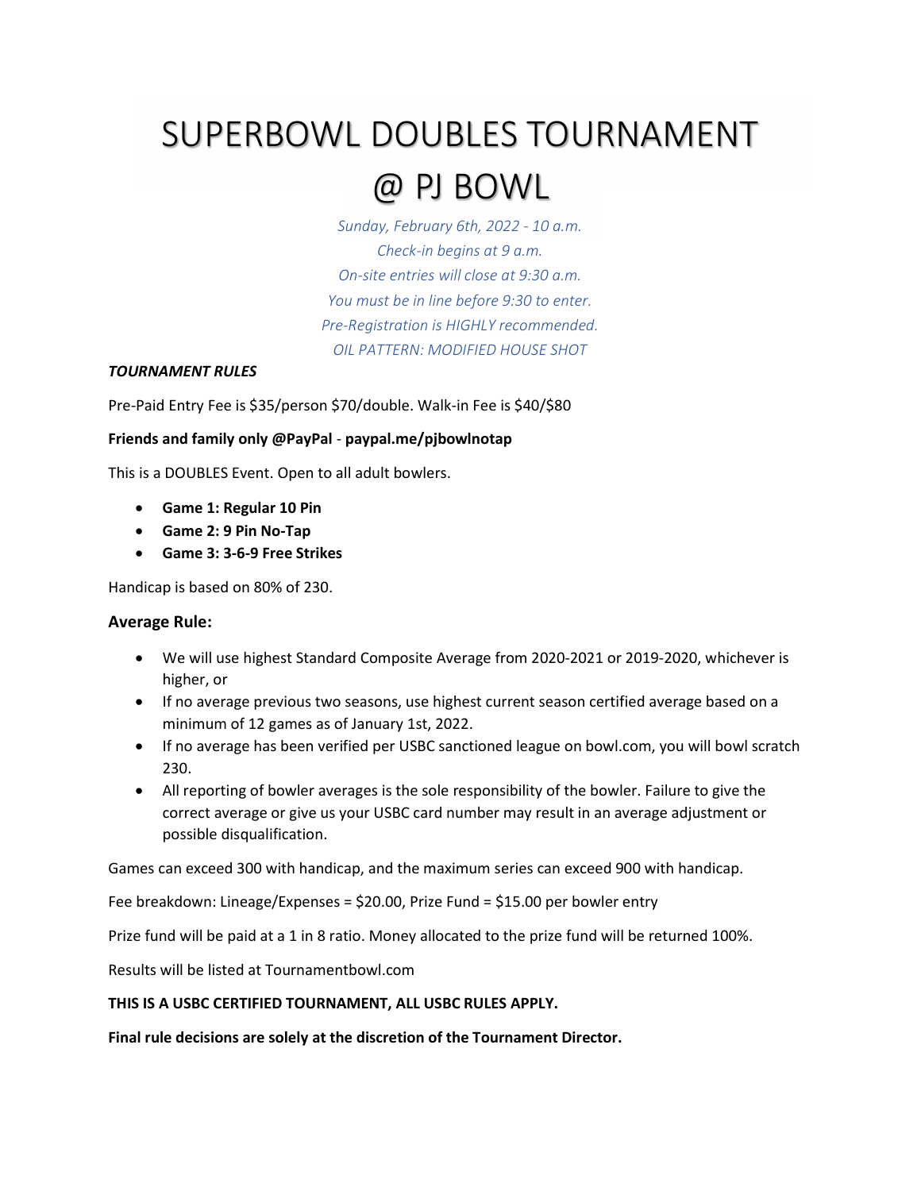# SUPERBOWL DOUBLES TOURNAMENT @ PJ BOWL

*Sunday, February 6th, 2022 - 10 a.m.*
*Check-in begins at 9 a.m.*
*On-site entries will close at 9:30 a.m.*
*You must be in line before 9:30 to enter.*
*Pre-Registration is HIGHLY recommended.*
*OIL PATTERN: MODIFIED HOUSE SHOT*

***TOURNAMENT RULES***

Pre-Paid Entry Fee is $35/person $70/double. Walk-in Fee is $40/$80

**Friends and family only @PayPal** - **paypal.me/pjbowlnotap**

This is a DOUBLES Event. Open to all adult bowlers.

- **Game 1: Regular 10 Pin**
- **Game 2: 9 Pin No-Tap**
- **Game 3: 3-6-9 Free Strikes**

Handicap is based on 80% of 230.

### Average Rule:

- We will use highest Standard Composite Average from 2020-2021 or 2019-2020, whichever is higher, or
- If no average previous two seasons, use highest current season certified average based on a minimum of 12 games as of January 1st, 2022.
- If no average has been verified per USBC sanctioned league on bowl.com, you will bowl scratch 230.
- All reporting of bowler averages is the sole responsibility of the bowler. Failure to give the correct average or give us your USBC card number may result in an average adjustment or possible disqualification.

Games can exceed 300 with handicap, and the maximum series can exceed 900 with handicap.

Fee breakdown: Lineage/Expenses = $20.00, Prize Fund = $15.00 per bowler entry

Prize fund will be paid at a 1 in 8 ratio. Money allocated to the prize fund will be returned 100%.

Results will be listed at Tournamentbowl.com

**THIS IS A USBC CERTIFIED TOURNAMENT, ALL USBC RULES APPLY.**

**Final rule decisions are solely at the discretion of the Tournament Director.**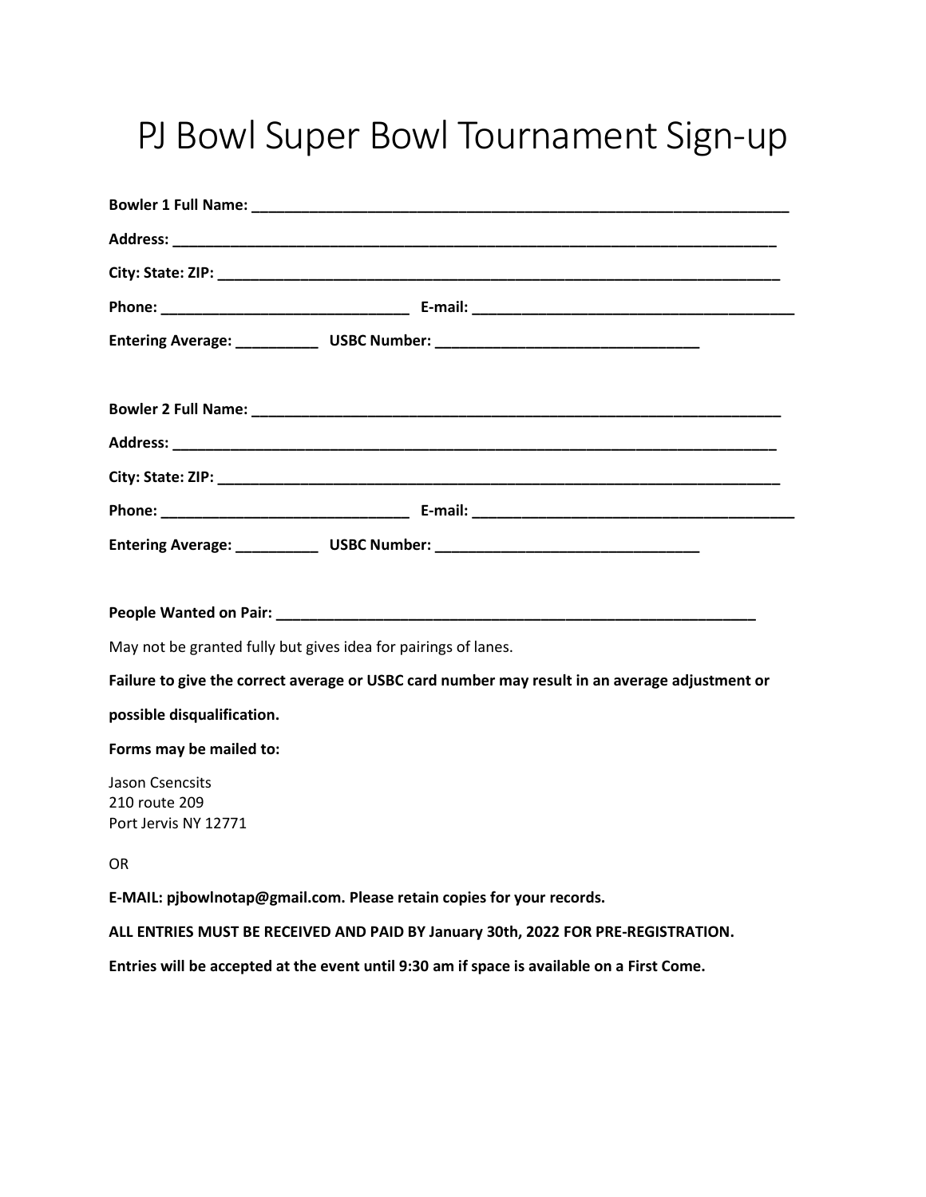# PJ Bowl Super Bowl Tournament Sign-up

**Bowler 1 Full Name:** ______________________________________________________________

**Address:** ______________________________________________________________________

**City: State: ZIP:** _________________________________________________________________

**Phone:** ____________________________ **E-mail:** ____________________________________

**Entering Average:** __________ **USBC Number:** ______________________________

**Bowler 2 Full Name:** ______________________________________________________________

**Address:** ______________________________________________________________________

**City: State: ZIP:** _________________________________________________________________

**Phone:** ____________________________ **E-mail:** ____________________________________

**Entering Average:** __________ **USBC Number:** ______________________________

**People Wanted on Pair:** _______________________________________________________

May not be granted fully but gives idea for pairings of lanes.

**Failure to give the correct average or USBC card number may result in an average adjustment or possible disqualification.**

**Forms may be mailed to:**

Jason Csencsits
210 route 209
Port Jervis NY 12771

OR

**E-MAIL: pjbowlnotap@gmail.com. Please retain copies for your records.**

**ALL ENTRIES MUST BE RECEIVED AND PAID BY January 30th, 2022 FOR PRE-REGISTRATION.**

**Entries will be accepted at the event until 9:30 am if space is available on a First Come.**